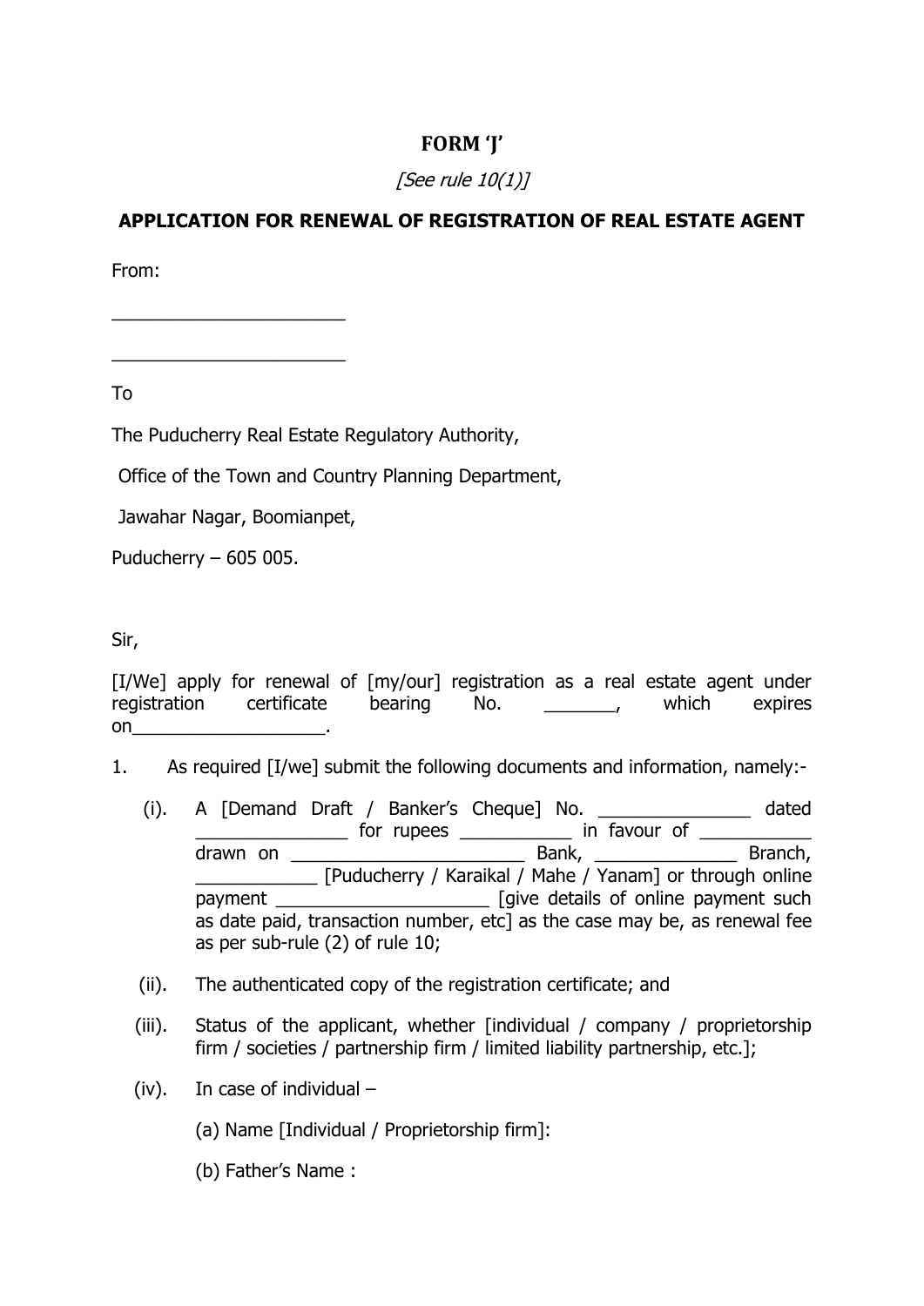**FORM 'J'**

*[See rule 10(1)]*

**APPLICATION FOR RENEWAL OF REGISTRATION OF REAL ESTATE AGENT**

From:

______________________

______________________

To

The Puducherry Real Estate Regulatory Authority,

Office of the Town and Country Planning Department,

Jawahar Nagar, Boomianpet,

Puducherry – 605 005.

Sir,

[I/We] apply for renewal of [my/our] registration as a real estate agent under registration certificate bearing No. _______, which expires on___________________.

1. As required [I/we] submit the following documents and information, namely:-

   (i). A [Demand Draft / Banker's Cheque] No. _______________ dated _______________ for rupees ___________ in favour of ___________ drawn on _______________________ Bank, ______________ Branch, ____________ [Puducherry / Karaikal / Mahe / Yanam] or through online payment _____________________ [give details of online payment such as date paid, transaction number, etc] as the case may be, as renewal fee as per sub-rule (2) of rule 10;

   (ii). The authenticated copy of the registration certificate; and

   (iii). Status of the applicant, whether [individual / company / proprietorship firm / societies / partnership firm / limited liability partnership, etc.];

   (iv). In case of individual –

   (a) Name [Individual / Proprietorship firm]:

   (b) Father's Name :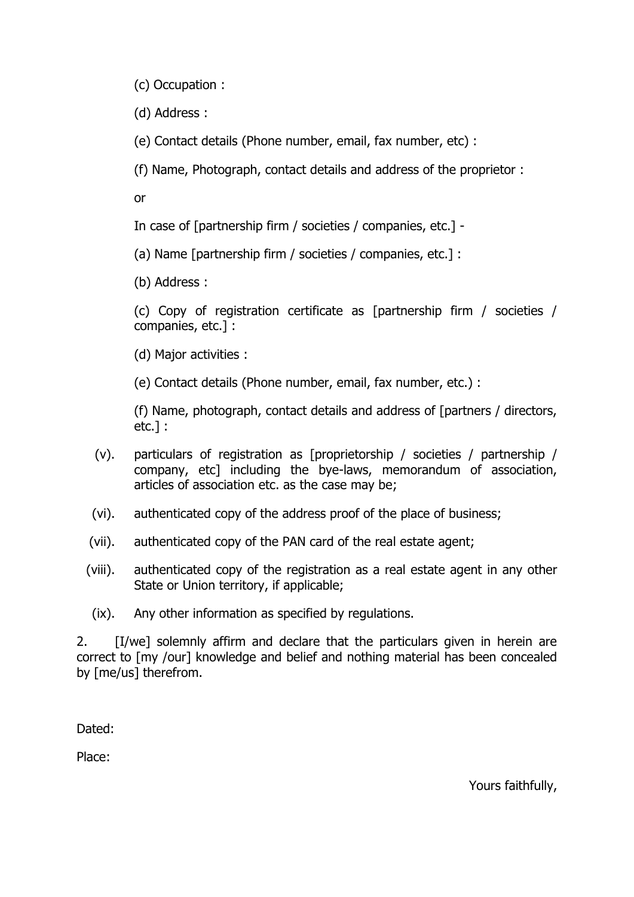(c) Occupation :

(d) Address :

(e) Contact details (Phone number, email, fax number, etc) :

(f) Name, Photograph, contact details and address of the proprietor :

or

In case of [partnership firm / societies / companies, etc.] -

(a) Name [partnership firm / societies / companies, etc.] :

(b) Address :

(c) Copy of registration certificate as [partnership firm / societies / companies, etc.] :

(d) Major activities :

(e) Contact details (Phone number, email, fax number, etc.) :

(f) Name, photograph, contact details and address of [partners / directors, etc.] :

(v). particulars of registration as [proprietorship / societies / partnership / company, etc] including the bye-laws, memorandum of association, articles of association etc. as the case may be;

(vi). authenticated copy of the address proof of the place of business;

(vii). authenticated copy of the PAN card of the real estate agent;

(viii). authenticated copy of the registration as a real estate agent in any other State or Union territory, if applicable;

(ix). Any other information as specified by regulations.

2. [I/we] solemnly affirm and declare that the particulars given in herein are correct to [my /our] knowledge and belief and nothing material has been concealed by [me/us] therefrom.

Dated:

Place:

Yours faithfully,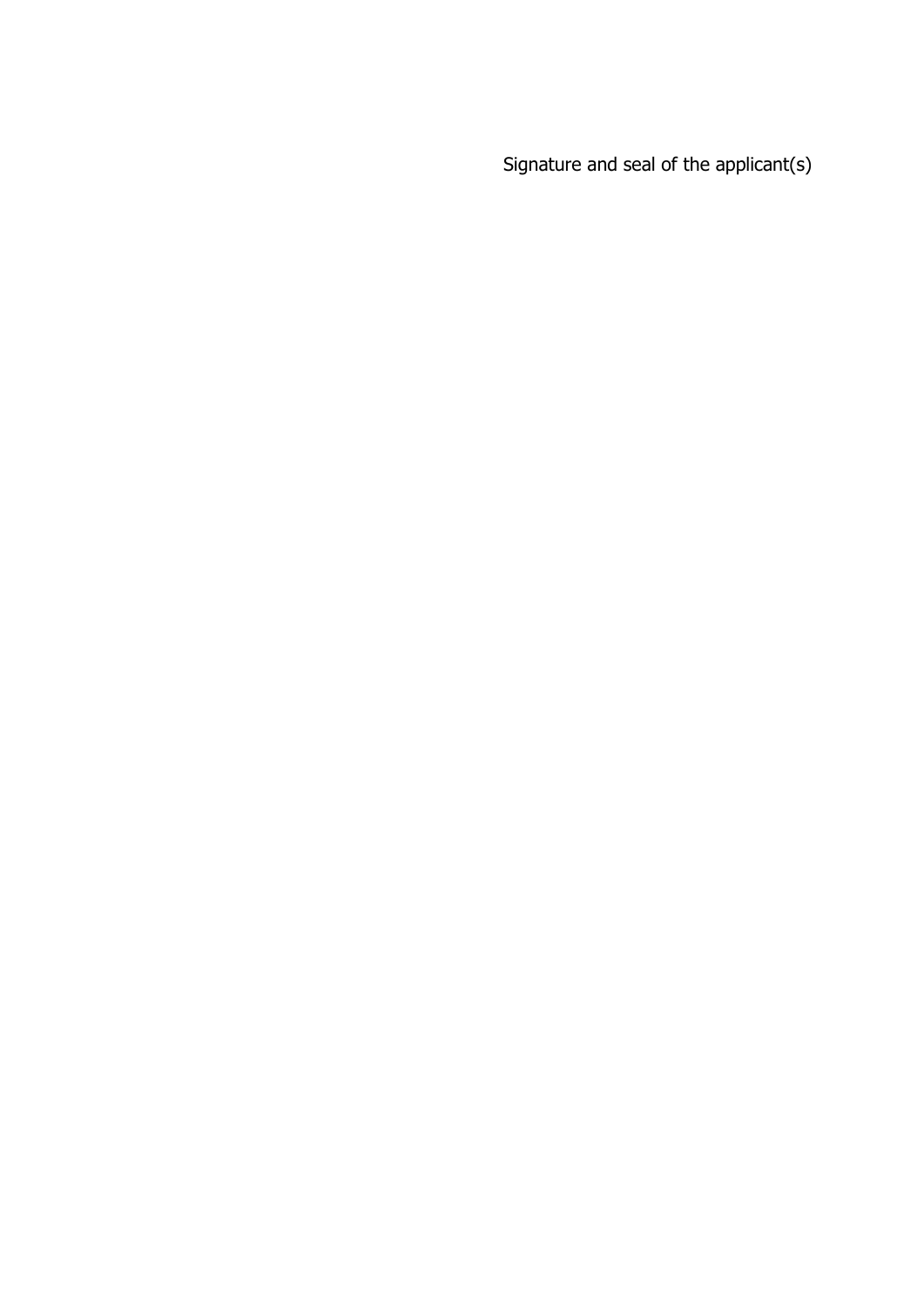Signature and seal of the applicant(s)